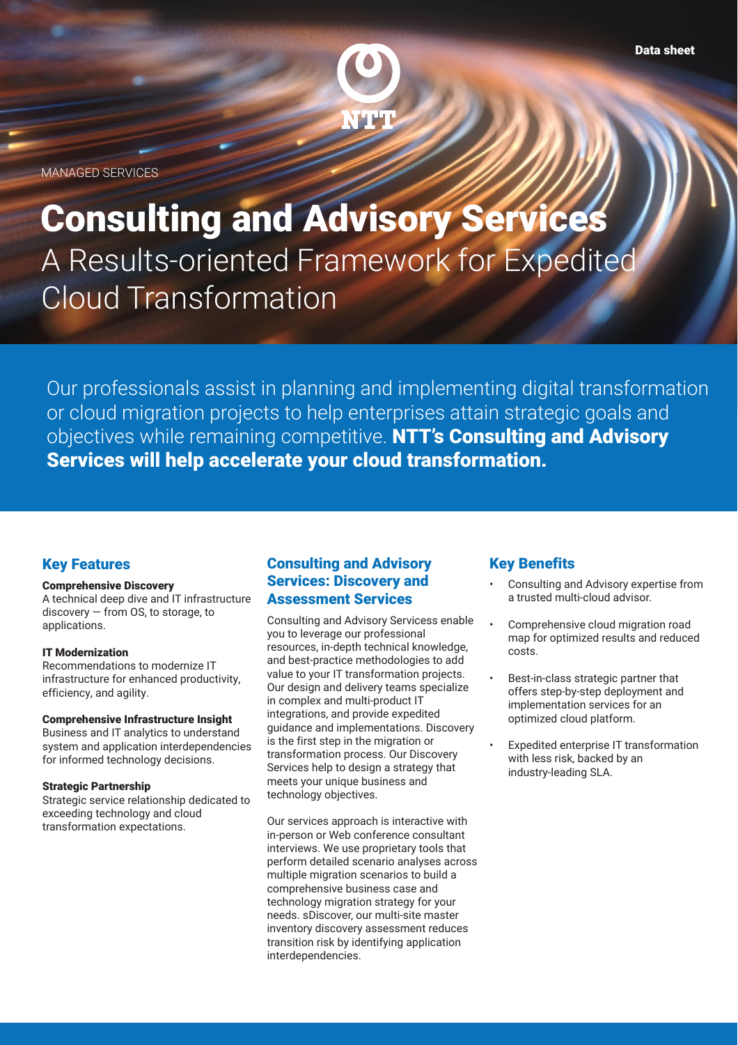MANAGED SERVICES

Data sheet

# Consulting and Advisory Services

## A Results-oriented Framework for Expedited Cloud Transformation

Our professionals assist in planning and implementing digital transformation or cloud migration projects to help enterprises attain strategic goals and objectives while remaining competitive. **NTT's Consulting and Advisory Services will help accelerate your cloud transformation.**

## Key Features

**Comprehensive Discovery**
A technical deep dive and IT infrastructure discovery — from OS, to storage, to applications.

**IT Modernization**
Recommendations to modernize IT infrastructure for enhanced productivity, efficiency, and agility.

**Comprehensive Infrastructure Insight**
Business and IT analytics to understand system and application interdependencies for informed technology decisions.

**Strategic Partnership**
Strategic service relationship dedicated to exceeding technology and cloud transformation expectations.

## Consulting and Advisory Services: Discovery and Assessment Services

Consulting and Advisory Servicess enable you to leverage our professional resources, in-depth technical knowledge, and best-practice methodologies to add value to your IT transformation projects. Our design and delivery teams specialize in complex and multi-product IT integrations, and provide expedited guidance and implementations. Discovery is the first step in the migration or transformation process. Our Discovery Services help to design a strategy that meets your unique business and technology objectives.

Our services approach is interactive with in-person or Web conference consultant interviews. We use proprietary tools that perform detailed scenario analyses across multiple migration scenarios to build a comprehensive business case and technology migration strategy for your needs. sDiscover, our multi-site master inventory discovery assessment reduces transition risk by identifying application interdependencies.

## Key Benefits

- Consulting and Advisory expertise from a trusted multi-cloud advisor.
- Comprehensive cloud migration road map for optimized results and reduced costs.
- Best-in-class strategic partner that offers step-by-step deployment and implementation services for an optimized cloud platform.
- Expedited enterprise IT transformation with less risk, backed by an industry-leading SLA.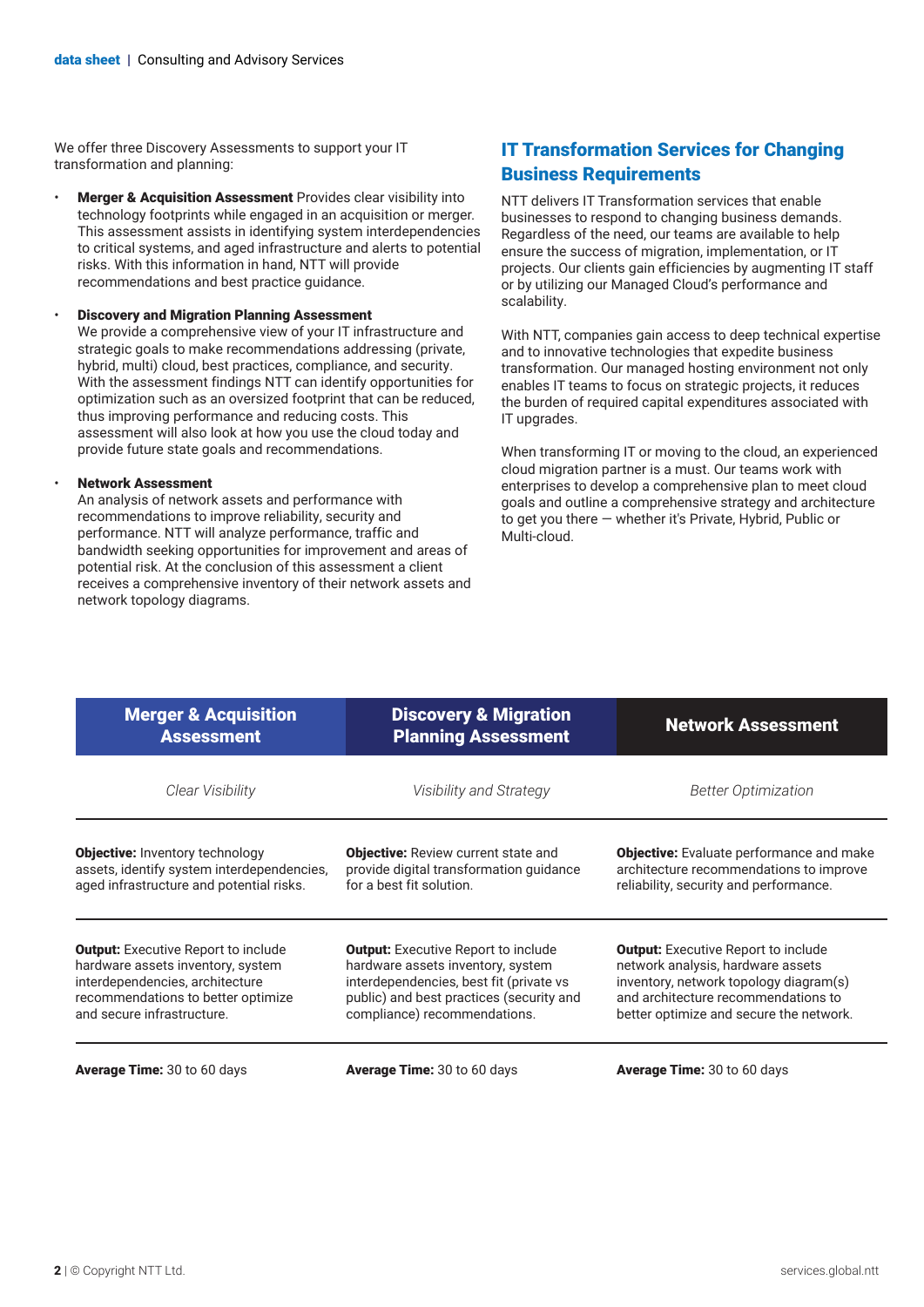We offer three Discovery Assessments to support your IT transformation and planning:

- **Merger & Acquisition Assessment** Provides clear visibility into technology footprints while engaged in an acquisition or merger. This assessment assists in identifying system interdependencies to critical systems, and aged infrastructure and alerts to potential risks. With this information in hand, NTT will provide recommendations and best practice guidance.

- **Discovery and Migration Planning Assessment**
  We provide a comprehensive view of your IT infrastructure and strategic goals to make recommendations addressing (private, hybrid, multi) cloud, best practices, compliance, and security. With the assessment findings NTT can identify opportunities for optimization such as an oversized footprint that can be reduced, thus improving performance and reducing costs. This assessment will also look at how you use the cloud today and provide future state goals and recommendations.

- **Network Assessment**
  An analysis of network assets and performance with recommendations to improve reliability, security and performance. NTT will analyze performance, traffic and bandwidth seeking opportunities for improvement and areas of potential risk. At the conclusion of this assessment a client receives a comprehensive inventory of their network assets and network topology diagrams.

## IT Transformation Services for Changing Business Requirements

NTT delivers IT Transformation services that enable businesses to respond to changing business demands. Regardless of the need, our teams are available to help ensure the success of migration, implementation, or IT projects. Our clients gain efficiencies by augmenting IT staff or by utilizing our Managed Cloud's performance and scalability.

With NTT, companies gain access to deep technical expertise and to innovative technologies that expedite business transformation. Our managed hosting environment not only enables IT teams to focus on strategic projects, it reduces the burden of required capital expenditures associated with IT upgrades.

When transforming IT or moving to the cloud, an experienced cloud migration partner is a must. Our teams work with enterprises to develop a comprehensive plan to meet cloud goals and outline a comprehensive strategy and architecture to get you there — whether it's Private, Hybrid, Public or Multi-cloud.

| Merger & Acquisition Assessment | Discovery & Migration Planning Assessment | Network Assessment |
|---|---|---|
| *Clear Visibility* | *Visibility and Strategy* | *Better Optimization* |
| **Objective:** Inventory technology assets, identify system interdependencies, aged infrastructure and potential risks. | **Objective:** Review current state and provide digital transformation guidance for a best fit solution. | **Objective:** Evaluate performance and make architecture recommendations to improve reliability, security and performance. |
| **Output:** Executive Report to include hardware assets inventory, system interdependencies, architecture recommendations to better optimize and secure infrastructure. | **Output:** Executive Report to include hardware assets inventory, system interdependencies, best fit (private vs public) and best practices (security and compliance) recommendations. | **Output:** Executive Report to include network analysis, hardware assets inventory, network topology diagram(s) and architecture recommendations to better optimize and secure the network. |
| **Average Time:** 30 to 60 days | **Average Time:** 30 to 60 days | **Average Time:** 30 to 60 days |